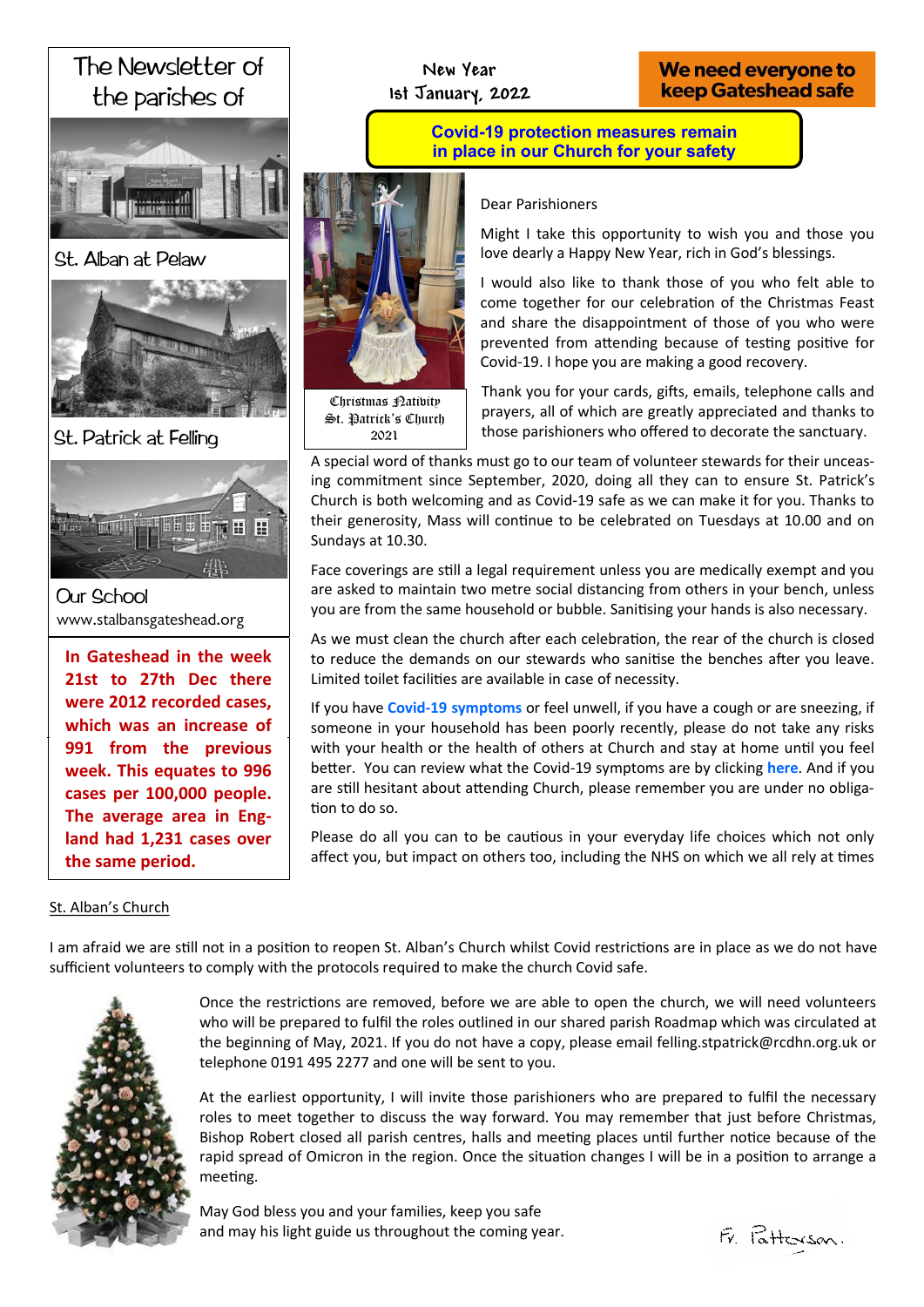# The Newsletter of the parishes of

St. Alban at Pelaw

St. Patrick at Felling

Our School

www.stalbansgateshead.org

**In Gateshead in the week 21st to 27th Dec there were 2012 recorded cases, which was an increase of 991 from the previous week. This equates to 996 cases per 100,000 people. The average area in England had 1,231 cases over the same period.**

New Year
1st January, 2022

**We need everyone to keep Gateshead safe**

**Covid-19 protection measures remain in place in our Church for your safety**

Christmas Nativity
St. Patrick's Church
2021

Dear Parishioners

Might I take this opportunity to wish you and those you love dearly a Happy New Year, rich in God's blessings.

I would also like to thank those of you who felt able to come together for our celebration of the Christmas Feast and share the disappointment of those of you who were prevented from attending because of testing positive for Covid-19. I hope you are making a good recovery.

Thank you for your cards, gifts, emails, telephone calls and prayers, all of which are greatly appreciated and thanks to those parishioners who offered to decorate the sanctuary.

A special word of thanks must go to our team of volunteer stewards for their unceasing commitment since September, 2020, doing all they can to ensure St. Patrick's Church is both welcoming and as Covid-19 safe as we can make it for you. Thanks to their generosity, Mass will continue to be celebrated on Tuesdays at 10.00 and on Sundays at 10.30.

Face coverings are still a legal requirement unless you are medically exempt and you are asked to maintain two metre social distancing from others in your bench, unless you are from the same household or bubble. Sanitising your hands is also necessary.

As we must clean the church after each celebration, the rear of the church is closed to reduce the demands on our stewards who sanitise the benches after you leave. Limited toilet facilities are available in case of necessity.

If you have **Covid-19 symptoms** or feel unwell, if you have a cough or are sneezing, if someone in your household has been poorly recently, please do not take any risks with your health or the health of others at Church and stay at home until you feel better. You can review what the Covid-19 symptoms are by clicking **here**. And if you are still hesitant about attending Church, please remember you are under no obligation to do so.

Please do all you can to be cautious in your everyday life choices which not only affect you, but impact on others too, including the NHS on which we all rely at times

St. Alban's Church

I am afraid we are still not in a position to reopen St. Alban's Church whilst Covid restrictions are in place as we do not have sufficient volunteers to comply with the protocols required to make the church Covid safe.

Once the restrictions are removed, before we are able to open the church, we will need volunteers who will be prepared to fulfil the roles outlined in our shared parish Roadmap which was circulated at the beginning of May, 2021. If you do not have a copy, please email felling.stpatrick@rcdhn.org.uk or telephone 0191 495 2277 and one will be sent to you.

At the earliest opportunity, I will invite those parishioners who are prepared to fulfil the necessary roles to meet together to discuss the way forward. You may remember that just before Christmas, Bishop Robert closed all parish centres, halls and meeting places until further notice because of the rapid spread of Omicron in the region. Once the situation changes I will be in a position to arrange a meeting.

May God bless you and your families, keep you safe
and may his light guide us throughout the coming year.

Fr. Patterson.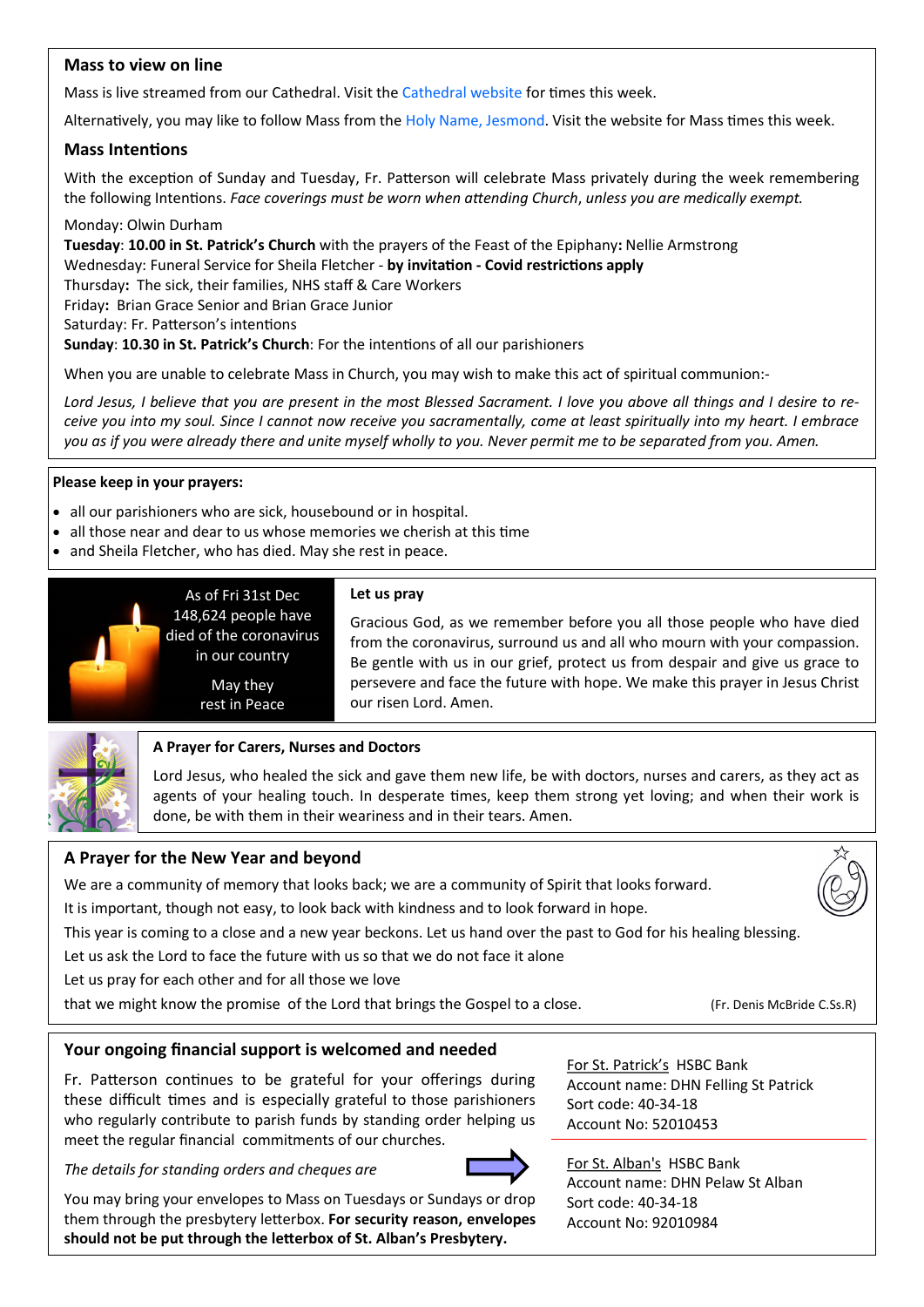## Mass to view on line

Mass is live streamed from our Cathedral. Visit the Cathedral website for times this week.

Alternatively, you may like to follow Mass from the Holy Name, Jesmond. Visit the website for Mass times this week.

## Mass Intentions

With the exception of Sunday and Tuesday, Fr. Patterson will celebrate Mass privately during the week remembering the following Intentions. *Face coverings must be worn when attending Church, unless you are medically exempt.*

Monday: Olwin Durham
**Tuesday**: **10.00 in St. Patrick's Church** with the prayers of the Feast of the Epiphany**:** Nellie Armstrong
Wednesday: Funeral Service for Sheila Fletcher - **by invitation - Covid restrictions apply**
Thursday**:** The sick, their families, NHS staff & Care Workers
Friday**:** Brian Grace Senior and Brian Grace Junior
Saturday: Fr. Patterson's intentions
**Sunday**: **10.30 in St. Patrick's Church**: For the intentions of all our parishioners

When you are unable to celebrate Mass in Church, you may wish to make this act of spiritual communion:-

*Lord Jesus, I believe that you are present in the most Blessed Sacrament. I love you above all things and I desire to receive you into my soul. Since I cannot now receive you sacramentally, come at least spiritually into my heart. I embrace you as if you were already there and unite myself wholly to you. Never permit me to be separated from you. Amen.*

**Please keep in your prayers:**

- all our parishioners who are sick, housebound or in hospital.
- all those near and dear to us whose memories we cherish at this time
- and Sheila Fletcher, who has died. May she rest in peace.

As of Fri 31st Dec 148,624 people have died of the coronavirus in our country

May they rest in Peace

**Let us pray**

Gracious God, as we remember before you all those people who have died from the coronavirus, surround us and all who mourn with your compassion. Be gentle with us in our grief, protect us from despair and give us grace to persevere and face the future with hope. We make this prayer in Jesus Christ our risen Lord. Amen.

**A Prayer for Carers, Nurses and Doctors**

Lord Jesus, who healed the sick and gave them new life, be with doctors, nurses and carers, as they act as agents of your healing touch. In desperate times, keep them strong yet loving; and when their work is done, be with them in their weariness and in their tears. Amen.

## A Prayer for the New Year and beyond

We are a community of memory that looks back; we are a community of Spirit that looks forward.
It is important, though not easy, to look back with kindness and to look forward in hope.
This year is coming to a close and a new year beckons. Let us hand over the past to God for his healing blessing.
Let us ask the Lord to face the future with us so that we do not face it alone
Let us pray for each other and for all those we love
that we might know the promise of the Lord that brings the Gospel to a close.

(Fr. Denis McBride C.Ss.R)

## Your ongoing financial support is welcomed and needed

Fr. Patterson continues to be grateful for your offerings during these difficult times and is especially grateful to those parishioners who regularly contribute to parish funds by standing order helping us meet the regular financial commitments of our churches.

*The details for standing orders and cheques are*

For St. Patrick's HSBC Bank
Account name: DHN Felling St Patrick
Sort code: 40-34-18
Account No: 52010453

For St. Alban's HSBC Bank
Account name: DHN Pelaw St Alban
Sort code: 40-34-18
Account No: 92010984

You may bring your envelopes to Mass on Tuesdays or Sundays or drop them through the presbytery letterbox. **For security reason, envelopes should not be put through the letterbox of St. Alban's Presbytery.**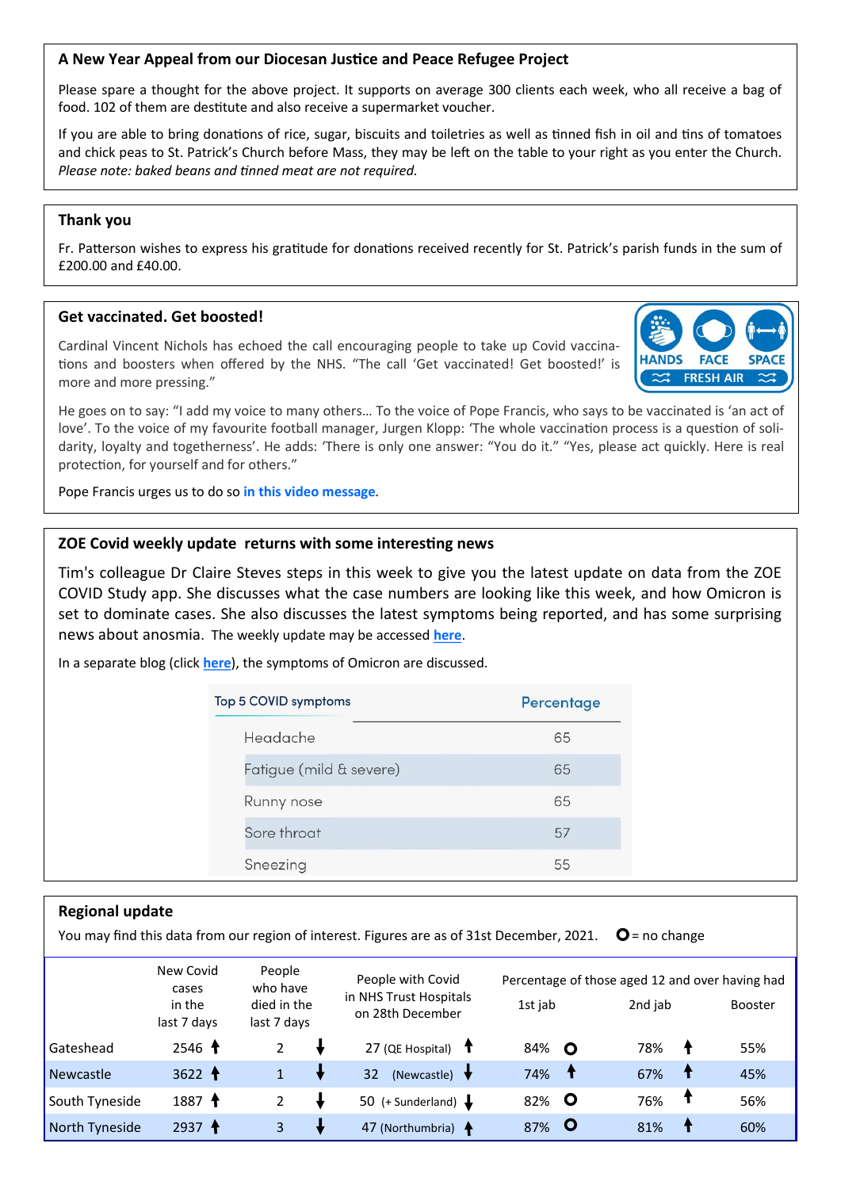### A New Year Appeal from our Diocesan Justice and Peace Refugee Project

Please spare a thought for the above project. It supports on average 300 clients each week, who all receive a bag of food. 102 of them are destitute and also receive a supermarket voucher.

If you are able to bring donations of rice, sugar, biscuits and toiletries as well as tinned fish in oil and tins of tomatoes and chick peas to St. Patrick's Church before Mass, they may be left on the table to your right as you enter the Church. *Please note: baked beans and tinned meat are not required.*

### Thank you

Fr. Patterson wishes to express his gratitude for donations received recently for St. Patrick's parish funds in the sum of £200.00 and £40.00.

### Get vaccinated. Get boosted!

HANDS FACE SPACE
FRESH AIR

Cardinal Vincent Nichols has echoed the call encouraging people to take up Covid vaccinations and boosters when offered by the NHS. "The call 'Get vaccinated! Get boosted!' is more and more pressing."

He goes on to say: "I add my voice to many others… To the voice of Pope Francis, who says to be vaccinated is 'an act of love'. To the voice of my favourite football manager, Jurgen Klopp: 'The whole vaccination process is a question of solidarity, loyalty and togetherness'. He adds: 'There is only one answer: "You do it." "Yes, please act quickly. Here is real protection, for yourself and for others."

Pope Francis urges us to do so **in this video message**.

### ZOE Covid weekly update returns with some interesting news

Tim's colleague Dr Claire Steves steps in this week to give you the latest update on data from the ZOE COVID Study app. She discusses what the case numbers are looking like this week, and how Omicron is set to dominate cases. She also discusses the latest symptoms being reported, and has some surprising news about anosmia. The weekly update may be accessed **here**.

In a separate blog (click **here**), the symptoms of Omicron are discussed.

| Top 5 COVID symptoms | Percentage |
|---|---|
| Headache | 65 |
| Fatigue (mild & severe) | 65 |
| Runny nose | 65 |
| Sore throat | 57 |
| Sneezing | 55 |

### Regional update

You may find this data from our region of interest. Figures are as of 31st December, 2021. O = no change

| | New Covid cases in the last 7 days | People who have died in the last 7 days | People with Covid in NHS Trust Hospitals on 28th December | Percentage of those aged 12 and over having had: 1st jab | 2nd jab | Booster |
|---|---|---|---|---|---|---|
| Gateshead | 2546 ↑ | 2 ↓ | 27 (QE Hospital) ↑ | 84% O | 78% ↑ | 55% |
| Newcastle | 3622 ↑ | 1 ↓ | 32 (Newcastle) ↓ | 74% ↑ | 67% ↑ | 45% |
| South Tyneside | 1887 ↑ | 2 ↓ | 50 (+ Sunderland) ↓ | 82% O | 76% ↑ | 56% |
| North Tyneside | 2937 ↑ | 3 ↓ | 47 (Northumbria) ↑ | 87% O | 81% ↑ | 60% |